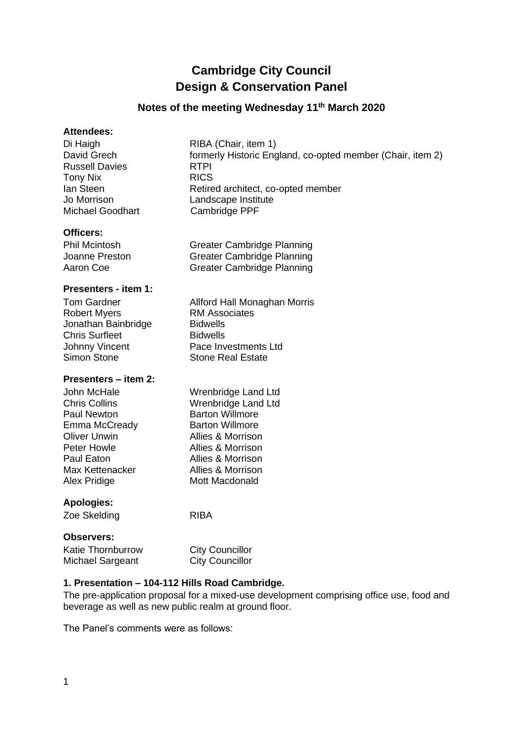# Cambridge City Council
# Design & Conservation Panel

## Notes of the meeting Wednesday 11th March 2020

### Attendees:

| | |
|---|---|
| Di Haigh | RIBA (Chair, item 1) |
| David Grech | formerly Historic England, co-opted member (Chair, item 2) |
| Russell Davies | RTPI |
| Tony Nix | RICS |
| Ian Steen | Retired architect, co-opted member |
| Jo Morrison | Landscape Institute |
| Michael Goodhart | Cambridge PPF |

### Officers:

| | |
|---|---|
| Phil Mcintosh | Greater Cambridge Planning |
| Joanne Preston | Greater Cambridge Planning |
| Aaron Coe | Greater Cambridge Planning |

### Presenters - item 1:

| | |
|---|---|
| Tom Gardner | Allford Hall Monaghan Morris |
| Robert Myers | RM Associates |
| Jonathan Bainbridge | Bidwells |
| Chris Surfleet | Bidwells |
| Johnny Vincent | Pace Investments Ltd |
| Simon Stone | Stone Real Estate |

### Presenters – item 2:

| | |
|---|---|
| John McHale | Wrenbridge Land Ltd |
| Chris Collins | Wrenbridge Land Ltd |
| Paul Newton | Barton Willmore |
| Emma McCready | Barton Willmore |
| Oliver Unwin | Allies & Morrison |
| Peter Howle | Allies & Morrison |
| Paul Eaton | Allies & Morrison |
| Max Kettenacker | Allies & Morrison |
| Alex Pridige | Mott Macdonald |

### Apologies:

| | |
|---|---|
| Zoe Skelding | RIBA |

### Observers:

| | |
|---|---|
| Katie Thornburrow | City Councillor |
| Michael Sargeant | City Councillor |

### 1. Presentation – 104-112 Hills Road Cambridge.

The pre-application proposal for a mixed-use development comprising office use, food and beverage as well as new public realm at ground floor.

The Panel's comments were as follows: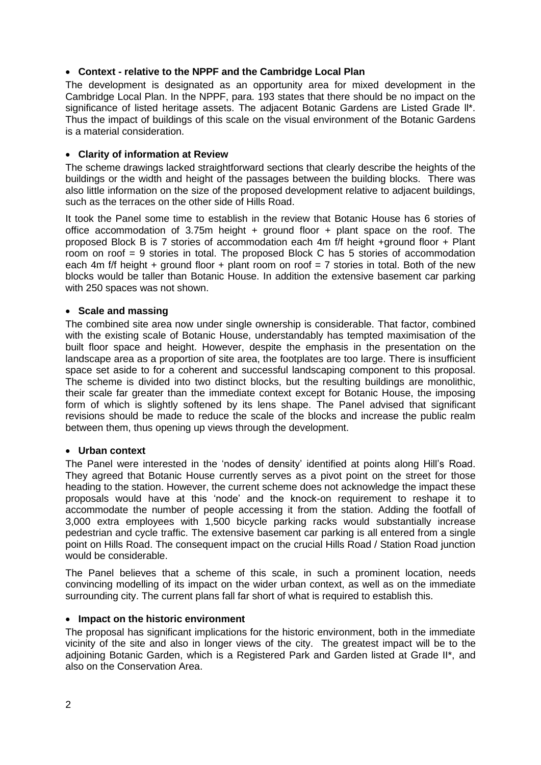- **Context - relative to the NPPF and the Cambridge Local Plan**

The development is designated as an opportunity area for mixed development in the Cambridge Local Plan. In the NPPF, para. 193 states that there should be no impact on the significance of listed heritage assets. The adjacent Botanic Gardens are Listed Grade ll*. Thus the impact of buildings of this scale on the visual environment of the Botanic Gardens is a material consideration.

- **Clarity of information at Review**

The scheme drawings lacked straightforward sections that clearly describe the heights of the buildings or the width and height of the passages between the building blocks. There was also little information on the size of the proposed development relative to adjacent buildings, such as the terraces on the other side of Hills Road.

It took the Panel some time to establish in the review that Botanic House has 6 stories of office accommodation of 3.75m height + ground floor + plant space on the roof. The proposed Block B is 7 stories of accommodation each 4m f/f height +ground floor + Plant room on roof = 9 stories in total. The proposed Block C has 5 stories of accommodation each 4m f/f height + ground floor + plant room on roof = 7 stories in total. Both of the new blocks would be taller than Botanic House. In addition the extensive basement car parking with 250 spaces was not shown.

- **Scale and massing**

The combined site area now under single ownership is considerable. That factor, combined with the existing scale of Botanic House, understandably has tempted maximisation of the built floor space and height. However, despite the emphasis in the presentation on the landscape area as a proportion of site area, the footplates are too large. There is insufficient space set aside to for a coherent and successful landscaping component to this proposal. The scheme is divided into two distinct blocks, but the resulting buildings are monolithic, their scale far greater than the immediate context except for Botanic House, the imposing form of which is slightly softened by its lens shape. The Panel advised that significant revisions should be made to reduce the scale of the blocks and increase the public realm between them, thus opening up views through the development.

- **Urban context**

The Panel were interested in the 'nodes of density' identified at points along Hill's Road. They agreed that Botanic House currently serves as a pivot point on the street for those heading to the station. However, the current scheme does not acknowledge the impact these proposals would have at this 'node' and the knock-on requirement to reshape it to accommodate the number of people accessing it from the station. Adding the footfall of 3,000 extra employees with 1,500 bicycle parking racks would substantially increase pedestrian and cycle traffic. The extensive basement car parking is all entered from a single point on Hills Road. The consequent impact on the crucial Hills Road / Station Road junction would be considerable.

The Panel believes that a scheme of this scale, in such a prominent location, needs convincing modelling of its impact on the wider urban context, as well as on the immediate surrounding city. The current plans fall far short of what is required to establish this.

- **Impact on the historic environment**

The proposal has significant implications for the historic environment, both in the immediate vicinity of the site and also in longer views of the city. The greatest impact will be to the adjoining Botanic Garden, which is a Registered Park and Garden listed at Grade II*, and also on the Conservation Area.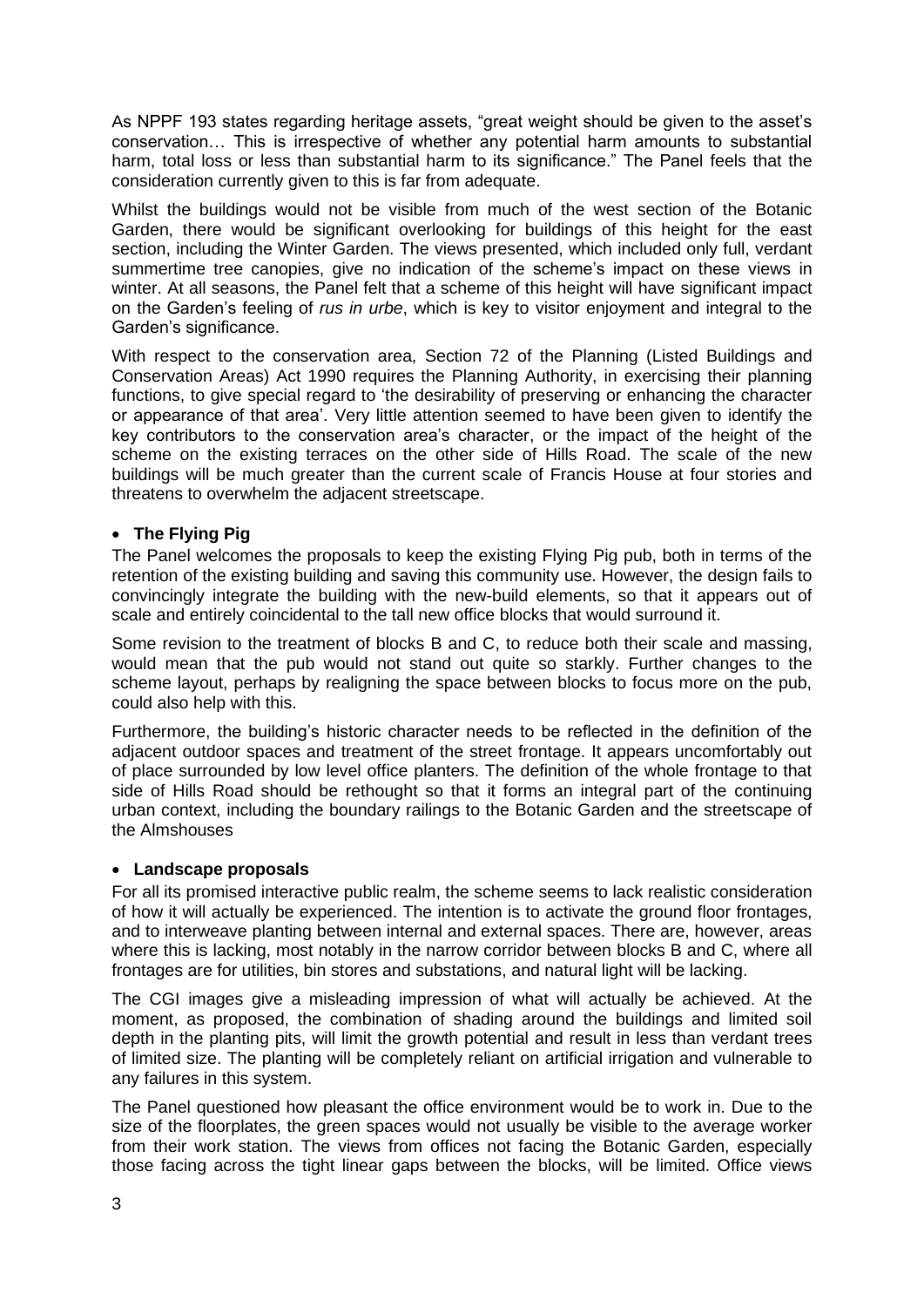As NPPF 193 states regarding heritage assets, "great weight should be given to the asset's conservation… This is irrespective of whether any potential harm amounts to substantial harm, total loss or less than substantial harm to its significance." The Panel feels that the consideration currently given to this is far from adequate.

Whilst the buildings would not be visible from much of the west section of the Botanic Garden, there would be significant overlooking for buildings of this height for the east section, including the Winter Garden. The views presented, which included only full, verdant summertime tree canopies, give no indication of the scheme's impact on these views in winter. At all seasons, the Panel felt that a scheme of this height will have significant impact on the Garden's feeling of *rus in urbe*, which is key to visitor enjoyment and integral to the Garden's significance.

With respect to the conservation area, Section 72 of the Planning (Listed Buildings and Conservation Areas) Act 1990 requires the Planning Authority, in exercising their planning functions, to give special regard to 'the desirability of preserving or enhancing the character or appearance of that area'. Very little attention seemed to have been given to identify the key contributors to the conservation area's character, or the impact of the height of the scheme on the existing terraces on the other side of Hills Road. The scale of the new buildings will be much greater than the current scale of Francis House at four stories and threatens to overwhelm the adjacent streetscape.

- **The Flying Pig**

The Panel welcomes the proposals to keep the existing Flying Pig pub, both in terms of the retention of the existing building and saving this community use. However, the design fails to convincingly integrate the building with the new-build elements, so that it appears out of scale and entirely coincidental to the tall new office blocks that would surround it.

Some revision to the treatment of blocks B and C, to reduce both their scale and massing, would mean that the pub would not stand out quite so starkly. Further changes to the scheme layout, perhaps by realigning the space between blocks to focus more on the pub, could also help with this.

Furthermore, the building's historic character needs to be reflected in the definition of the adjacent outdoor spaces and treatment of the street frontage. It appears uncomfortably out of place surrounded by low level office planters. The definition of the whole frontage to that side of Hills Road should be rethought so that it forms an integral part of the continuing urban context, including the boundary railings to the Botanic Garden and the streetscape of the Almshouses

- **Landscape proposals**

For all its promised interactive public realm, the scheme seems to lack realistic consideration of how it will actually be experienced. The intention is to activate the ground floor frontages, and to interweave planting between internal and external spaces. There are, however, areas where this is lacking, most notably in the narrow corridor between blocks B and C, where all frontages are for utilities, bin stores and substations, and natural light will be lacking.

The CGI images give a misleading impression of what will actually be achieved. At the moment, as proposed, the combination of shading around the buildings and limited soil depth in the planting pits, will limit the growth potential and result in less than verdant trees of limited size. The planting will be completely reliant on artificial irrigation and vulnerable to any failures in this system.

The Panel questioned how pleasant the office environment would be to work in. Due to the size of the floorplates, the green spaces would not usually be visible to the average worker from their work station. The views from offices not facing the Botanic Garden, especially those facing across the tight linear gaps between the blocks, will be limited. Office views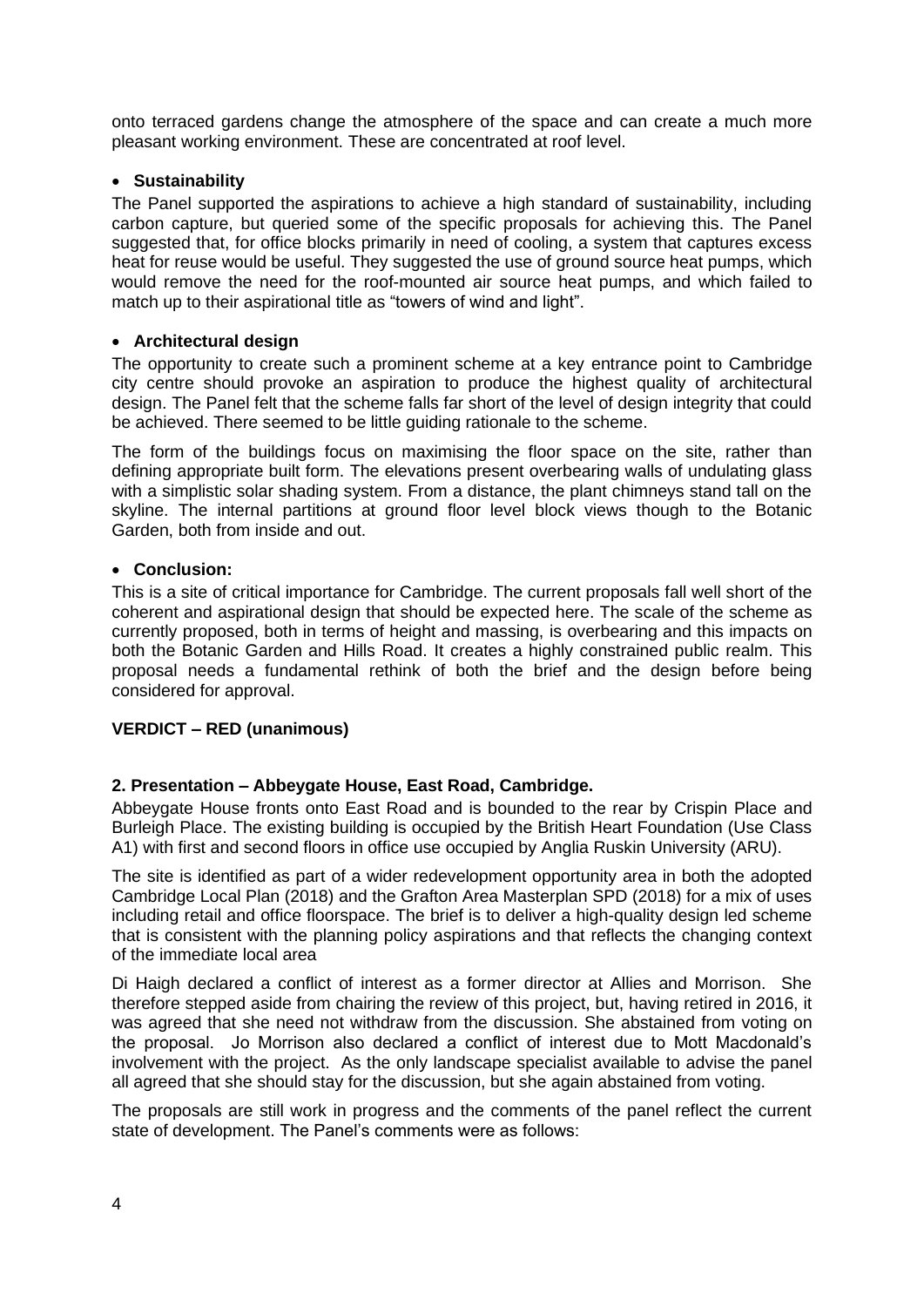onto terraced gardens change the atmosphere of the space and can create a much more pleasant working environment. These are concentrated at roof level.

- **Sustainability**

The Panel supported the aspirations to achieve a high standard of sustainability, including carbon capture, but queried some of the specific proposals for achieving this. The Panel suggested that, for office blocks primarily in need of cooling, a system that captures excess heat for reuse would be useful. They suggested the use of ground source heat pumps, which would remove the need for the roof-mounted air source heat pumps, and which failed to match up to their aspirational title as "towers of wind and light".

- **Architectural design**

The opportunity to create such a prominent scheme at a key entrance point to Cambridge city centre should provoke an aspiration to produce the highest quality of architectural design. The Panel felt that the scheme falls far short of the level of design integrity that could be achieved. There seemed to be little guiding rationale to the scheme.

The form of the buildings focus on maximising the floor space on the site, rather than defining appropriate built form. The elevations present overbearing walls of undulating glass with a simplistic solar shading system. From a distance, the plant chimneys stand tall on the skyline. The internal partitions at ground floor level block views though to the Botanic Garden, both from inside and out.

- **Conclusion:**

This is a site of critical importance for Cambridge. The current proposals fall well short of the coherent and aspirational design that should be expected here. The scale of the scheme as currently proposed, both in terms of height and massing, is overbearing and this impacts on both the Botanic Garden and Hills Road. It creates a highly constrained public realm. This proposal needs a fundamental rethink of both the brief and the design before being considered for approval.

**VERDICT – RED (unanimous)**

**2. Presentation – Abbeygate House, East Road, Cambridge.**

Abbeygate House fronts onto East Road and is bounded to the rear by Crispin Place and Burleigh Place. The existing building is occupied by the British Heart Foundation (Use Class A1) with first and second floors in office use occupied by Anglia Ruskin University (ARU).

The site is identified as part of a wider redevelopment opportunity area in both the adopted Cambridge Local Plan (2018) and the Grafton Area Masterplan SPD (2018) for a mix of uses including retail and office floorspace. The brief is to deliver a high-quality design led scheme that is consistent with the planning policy aspirations and that reflects the changing context of the immediate local area

Di Haigh declared a conflict of interest as a former director at Allies and Morrison. She therefore stepped aside from chairing the review of this project, but, having retired in 2016, it was agreed that she need not withdraw from the discussion. She abstained from voting on the proposal. Jo Morrison also declared a conflict of interest due to Mott Macdonald's involvement with the project. As the only landscape specialist available to advise the panel all agreed that she should stay for the discussion, but she again abstained from voting.

The proposals are still work in progress and the comments of the panel reflect the current state of development. The Panel's comments were as follows: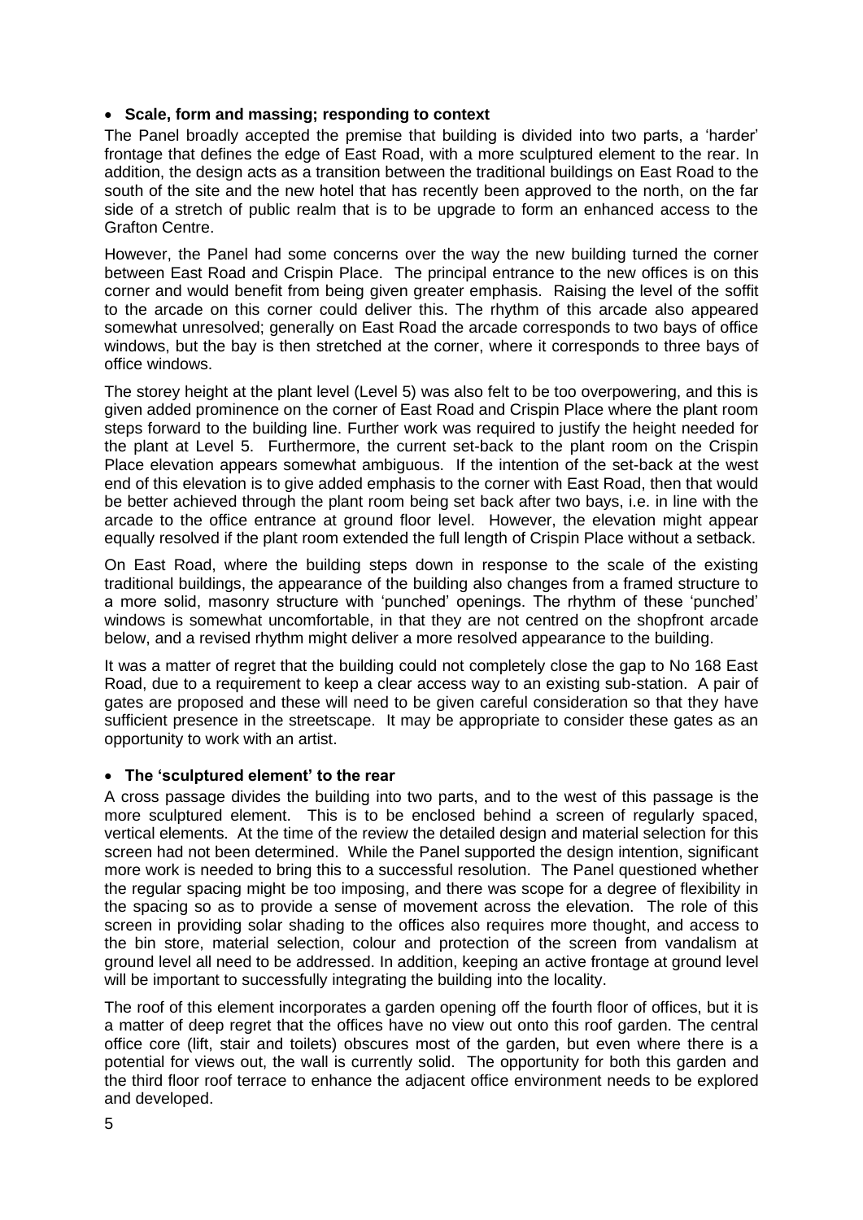- **Scale, form and massing; responding to context**

The Panel broadly accepted the premise that building is divided into two parts, a 'harder' frontage that defines the edge of East Road, with a more sculptured element to the rear. In addition, the design acts as a transition between the traditional buildings on East Road to the south of the site and the new hotel that has recently been approved to the north, on the far side of a stretch of public realm that is to be upgrade to form an enhanced access to the Grafton Centre.

However, the Panel had some concerns over the way the new building turned the corner between East Road and Crispin Place. The principal entrance to the new offices is on this corner and would benefit from being given greater emphasis. Raising the level of the soffit to the arcade on this corner could deliver this. The rhythm of this arcade also appeared somewhat unresolved; generally on East Road the arcade corresponds to two bays of office windows, but the bay is then stretched at the corner, where it corresponds to three bays of office windows.

The storey height at the plant level (Level 5) was also felt to be too overpowering, and this is given added prominence on the corner of East Road and Crispin Place where the plant room steps forward to the building line. Further work was required to justify the height needed for the plant at Level 5. Furthermore, the current set-back to the plant room on the Crispin Place elevation appears somewhat ambiguous. If the intention of the set-back at the west end of this elevation is to give added emphasis to the corner with East Road, then that would be better achieved through the plant room being set back after two bays, i.e. in line with the arcade to the office entrance at ground floor level. However, the elevation might appear equally resolved if the plant room extended the full length of Crispin Place without a setback.

On East Road, where the building steps down in response to the scale of the existing traditional buildings, the appearance of the building also changes from a framed structure to a more solid, masonry structure with 'punched' openings. The rhythm of these 'punched' windows is somewhat uncomfortable, in that they are not centred on the shopfront arcade below, and a revised rhythm might deliver a more resolved appearance to the building.

It was a matter of regret that the building could not completely close the gap to No 168 East Road, due to a requirement to keep a clear access way to an existing sub-station. A pair of gates are proposed and these will need to be given careful consideration so that they have sufficient presence in the streetscape. It may be appropriate to consider these gates as an opportunity to work with an artist.

- **The 'sculptured element' to the rear**

A cross passage divides the building into two parts, and to the west of this passage is the more sculptured element. This is to be enclosed behind a screen of regularly spaced, vertical elements. At the time of the review the detailed design and material selection for this screen had not been determined. While the Panel supported the design intention, significant more work is needed to bring this to a successful resolution. The Panel questioned whether the regular spacing might be too imposing, and there was scope for a degree of flexibility in the spacing so as to provide a sense of movement across the elevation. The role of this screen in providing solar shading to the offices also requires more thought, and access to the bin store, material selection, colour and protection of the screen from vandalism at ground level all need to be addressed. In addition, keeping an active frontage at ground level will be important to successfully integrating the building into the locality.

The roof of this element incorporates a garden opening off the fourth floor of offices, but it is a matter of deep regret that the offices have no view out onto this roof garden. The central office core (lift, stair and toilets) obscures most of the garden, but even where there is a potential for views out, the wall is currently solid. The opportunity for both this garden and the third floor roof terrace to enhance the adjacent office environment needs to be explored and developed.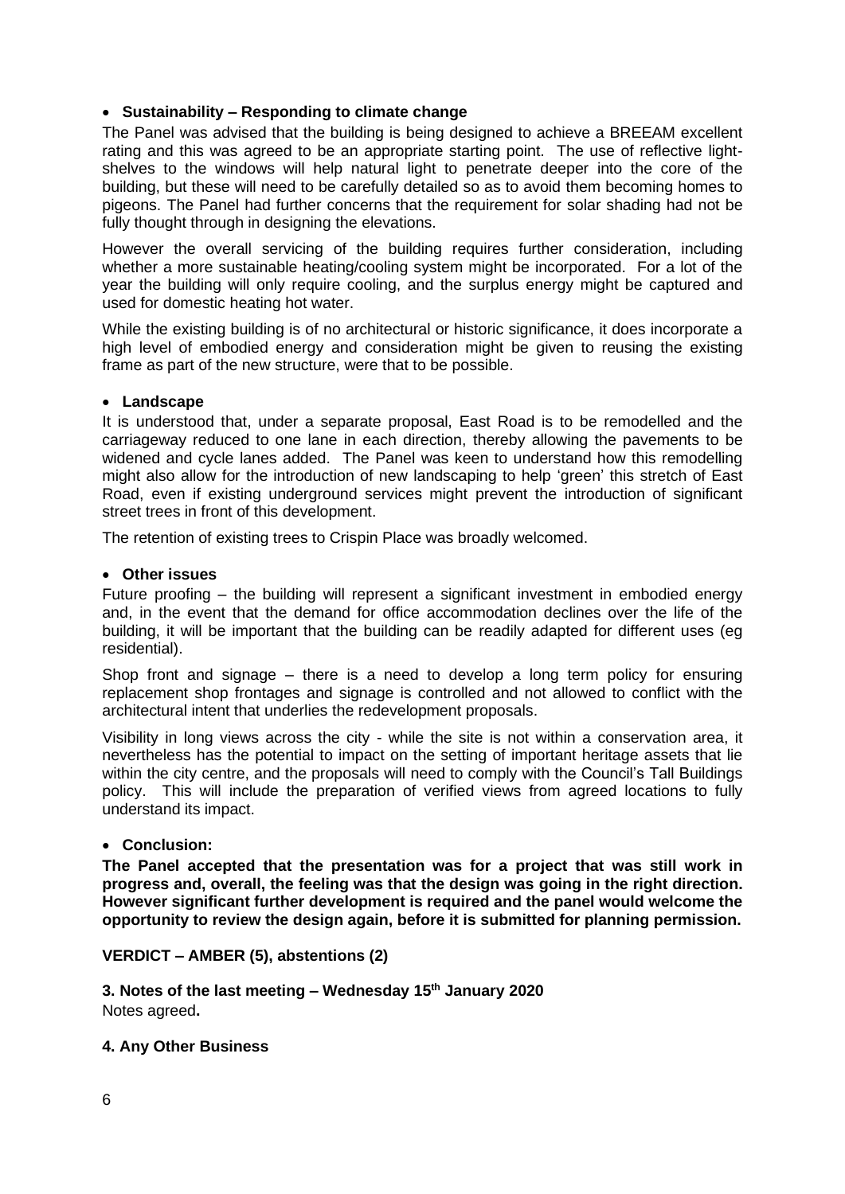- **Sustainability – Responding to climate change**

The Panel was advised that the building is being designed to achieve a BREEAM excellent rating and this was agreed to be an appropriate starting point. The use of reflective light-shelves to the windows will help natural light to penetrate deeper into the core of the building, but these will need to be carefully detailed so as to avoid them becoming homes to pigeons. The Panel had further concerns that the requirement for solar shading had not be fully thought through in designing the elevations.

However the overall servicing of the building requires further consideration, including whether a more sustainable heating/cooling system might be incorporated. For a lot of the year the building will only require cooling, and the surplus energy might be captured and used for domestic heating hot water.

While the existing building is of no architectural or historic significance, it does incorporate a high level of embodied energy and consideration might be given to reusing the existing frame as part of the new structure, were that to be possible.

- **Landscape**

It is understood that, under a separate proposal, East Road is to be remodelled and the carriageway reduced to one lane in each direction, thereby allowing the pavements to be widened and cycle lanes added. The Panel was keen to understand how this remodelling might also allow for the introduction of new landscaping to help 'green' this stretch of East Road, even if existing underground services might prevent the introduction of significant street trees in front of this development.

The retention of existing trees to Crispin Place was broadly welcomed.

- **Other issues**

Future proofing – the building will represent a significant investment in embodied energy and, in the event that the demand for office accommodation declines over the life of the building, it will be important that the building can be readily adapted for different uses (eg residential).

Shop front and signage – there is a need to develop a long term policy for ensuring replacement shop frontages and signage is controlled and not allowed to conflict with the architectural intent that underlies the redevelopment proposals.

Visibility in long views across the city - while the site is not within a conservation area, it nevertheless has the potential to impact on the setting of important heritage assets that lie within the city centre, and the proposals will need to comply with the Council's Tall Buildings policy. This will include the preparation of verified views from agreed locations to fully understand its impact.

- **Conclusion:**

**The Panel accepted that the presentation was for a project that was still work in progress and, overall, the feeling was that the design was going in the right direction. However significant further development is required and the panel would welcome the opportunity to review the design again, before it is submitted for planning permission.**

**VERDICT – AMBER (5), abstentions (2)**

**3. Notes of the last meeting – Wednesday 15th January 2020**

Notes agreed**.**

**4. Any Other Business**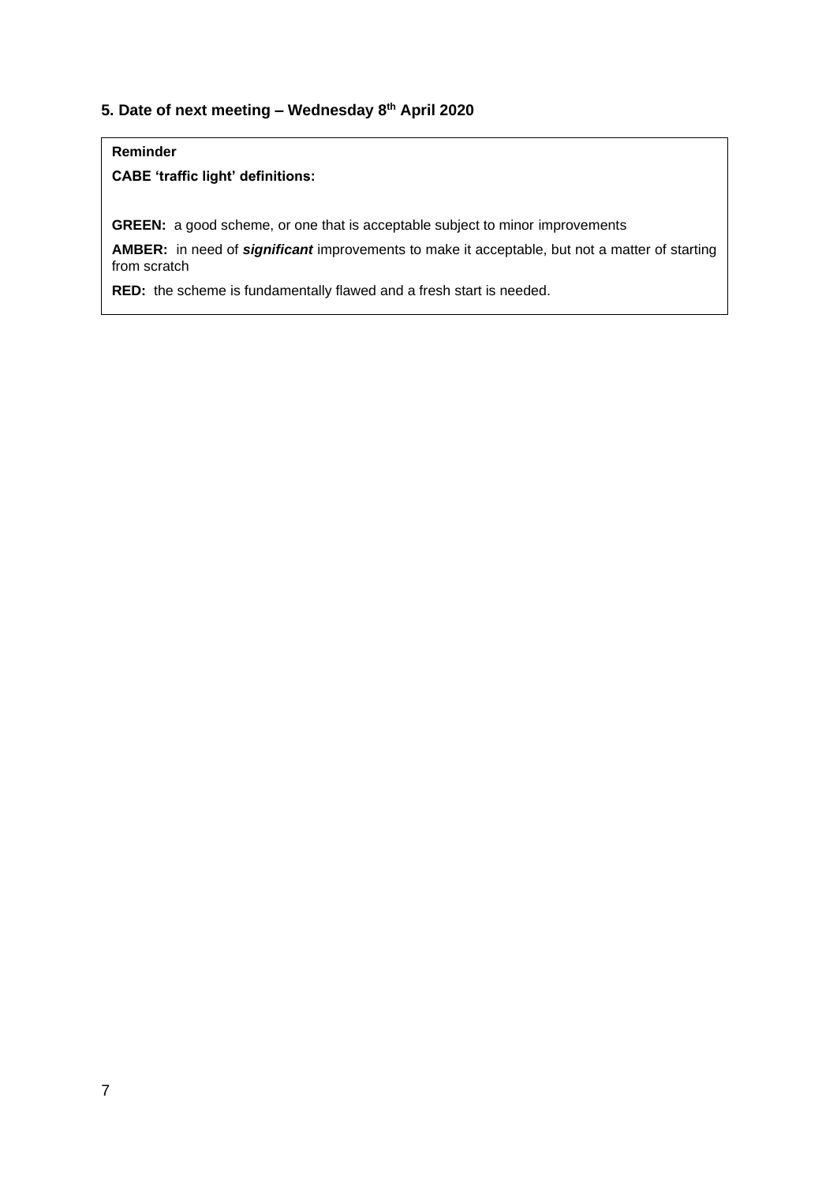## 5. Date of next meeting – Wednesday 8th April 2020

**Reminder**

**CABE 'traffic light' definitions:**

**GREEN:** a good scheme, or one that is acceptable subject to minor improvements

**AMBER:** in need of ***significant*** improvements to make it acceptable, but not a matter of starting from scratch

**RED:** the scheme is fundamentally flawed and a fresh start is needed.